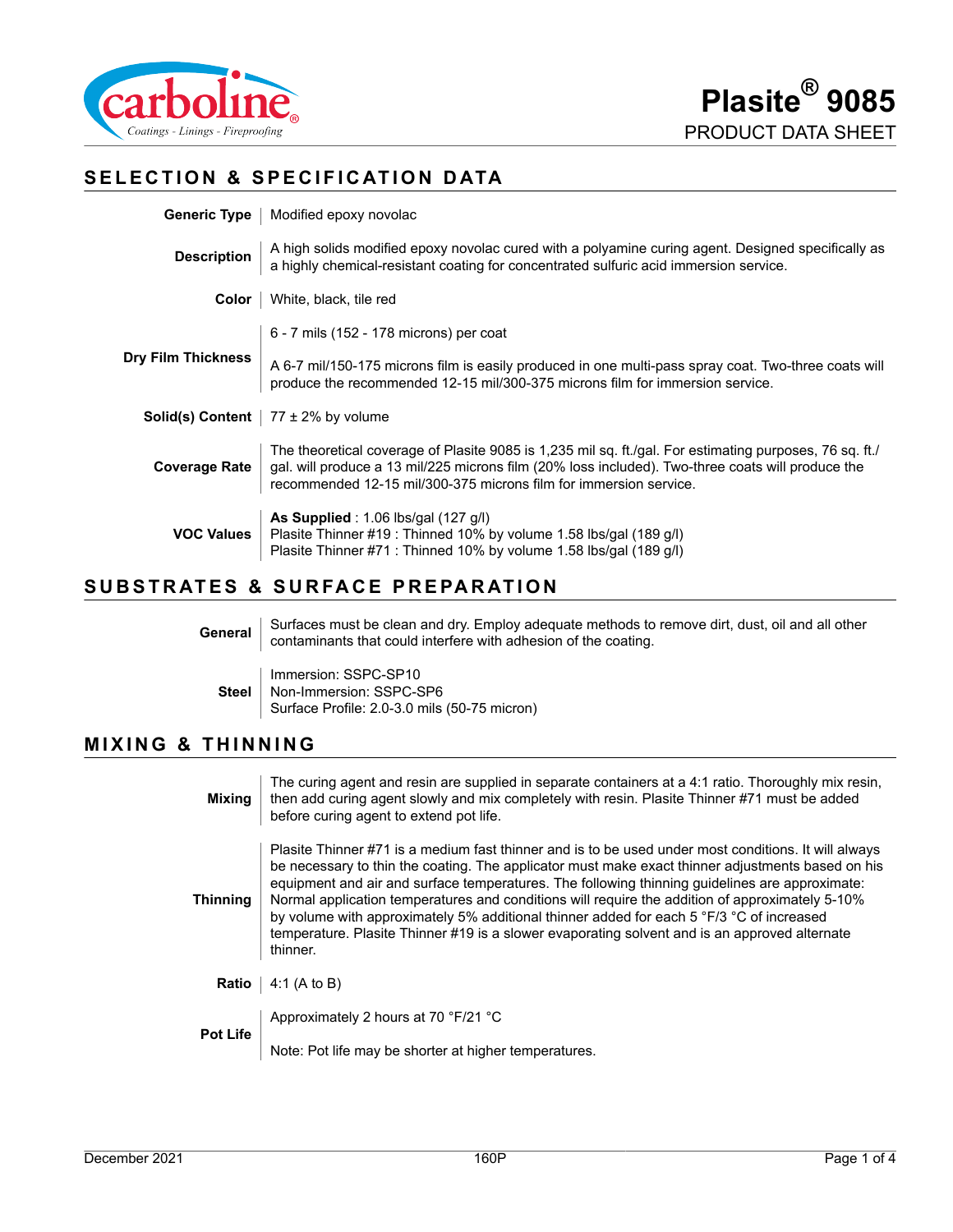# Plasite® 9085

PRODUCT DATA SHEET

## SELECTION & SPECIFICATION DATA

| | |
|---|---|
| **Generic Type** | Modified epoxy novolac |
| **Description** | A high solids modified epoxy novolac cured with a polyamine curing agent. Designed specifically as a highly chemical-resistant coating for concentrated sulfuric acid immersion service. |
| **Color** | White, black, tile red |
| **Dry Film Thickness** | 6 - 7 mils (152 - 178 microns) per coat<br><br>A 6-7 mil/150-175 microns film is easily produced in one multi-pass spray coat. Two-three coats will produce the recommended 12-15 mil/300-375 microns film for immersion service. |
| **Solid(s) Content** | 77 ± 2% by volume |
| **Coverage Rate** | The theoretical coverage of Plasite 9085 is 1,235 mil sq. ft./gal. For estimating purposes, 76 sq. ft./gal. will produce a 13 mil/225 microns film (20% loss included). Two-three coats will produce the recommended 12-15 mil/300-375 microns film for immersion service. |
| **VOC Values** | **As Supplied** : 1.06 lbs/gal (127 g/l)<br>Plasite Thinner #19 : Thinned 10% by volume 1.58 lbs/gal (189 g/l)<br>Plasite Thinner #71 : Thinned 10% by volume 1.58 lbs/gal (189 g/l) |

## SUBSTRATES & SURFACE PREPARATION

| | |
|---|---|
| **General** | Surfaces must be clean and dry. Employ adequate methods to remove dirt, dust, oil and all other contaminants that could interfere with adhesion of the coating. |
| **Steel** | Immersion: SSPC-SP10<br>Non-Immersion: SSPC-SP6<br>Surface Profile: 2.0-3.0 mils (50-75 micron) |

## MIXING & THINNING

| | |
|---|---|
| **Mixing** | The curing agent and resin are supplied in separate containers at a 4:1 ratio. Thoroughly mix resin, then add curing agent slowly and mix completely with resin. Plasite Thinner #71 must be added before curing agent to extend pot life. |
| **Thinning** | Plasite Thinner #71 is a medium fast thinner and is to be used under most conditions. It will always be necessary to thin the coating. The applicator must make exact thinner adjustments based on his equipment and air and surface temperatures. The following thinning guidelines are approximate: Normal application temperatures and conditions will require the addition of approximately 5-10% by volume with approximately 5% additional thinner added for each 5 °F/3 °C of increased temperature. Plasite Thinner #19 is a slower evaporating solvent and is an approved alternate thinner. |
| **Ratio** | 4:1 (A to B) |
| **Pot Life** | Approximately 2 hours at 70 °F/21 °C<br><br>Note: Pot life may be shorter at higher temperatures. |

December 2021 160P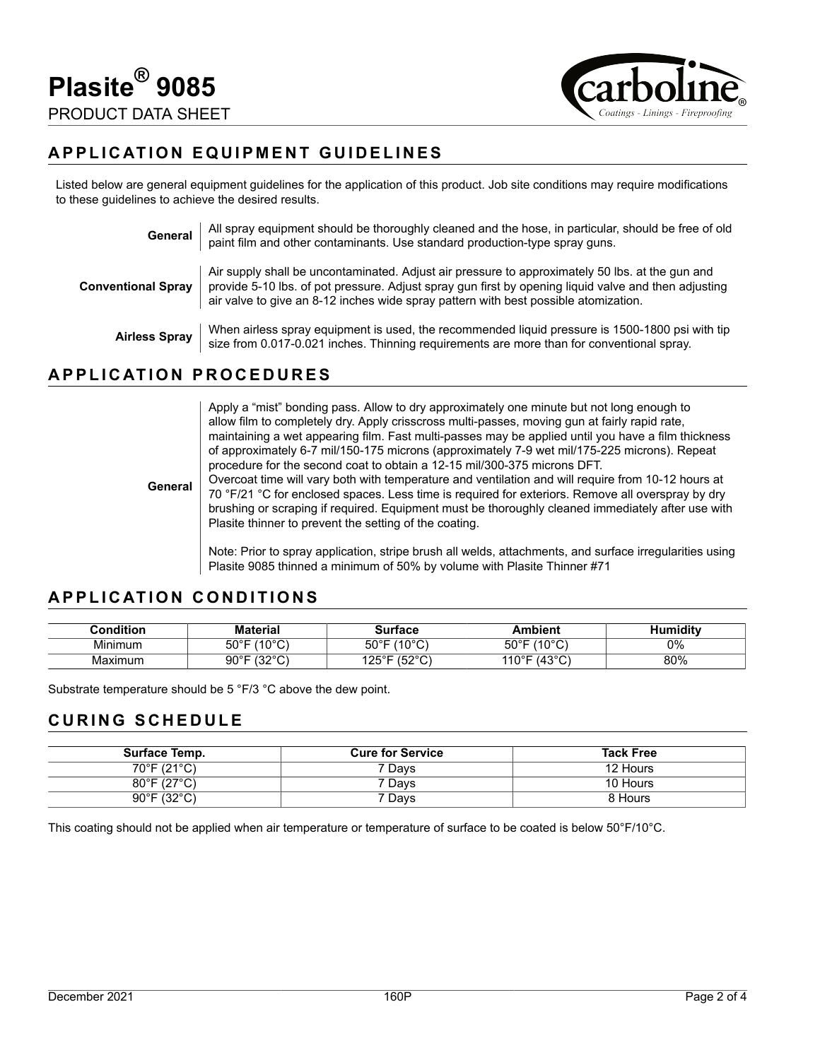## APPLICATION EQUIPMENT GUIDELINES

Listed below are general equipment guidelines for the application of this product. Job site conditions may require modifications to these guidelines to achieve the desired results.

**General** — All spray equipment should be thoroughly cleaned and the hose, in particular, should be free of old paint film and other contaminants. Use standard production-type spray guns.

**Conventional Spray** — Air supply shall be uncontaminated. Adjust air pressure to approximately 50 lbs. at the gun and provide 5-10 lbs. of pot pressure. Adjust spray gun first by opening liquid valve and then adjusting air valve to give an 8-12 inches wide spray pattern with best possible atomization.

**Airless Spray** — When airless spray equipment is used, the recommended liquid pressure is 1500-1800 psi with tip size from 0.017-0.021 inches. Thinning requirements are more than for conventional spray.

## APPLICATION PROCEDURES

**General** — Apply a "mist" bonding pass. Allow to dry approximately one minute but not long enough to allow film to completely dry. Apply crisscross multi-passes, moving gun at fairly rapid rate, maintaining a wet appearing film. Fast multi-passes may be applied until you have a film thickness of approximately 6-7 mil/150-175 microns (approximately 7-9 wet mil/175-225 microns). Repeat procedure for the second coat to obtain a 12-15 mil/300-375 microns DFT.
Overcoat time will vary both with temperature and ventilation and will require from 10-12 hours at 70 °F/21 °C for enclosed spaces. Less time is required for exteriors. Remove all overspray by dry brushing or scraping if required. Equipment must be thoroughly cleaned immediately after use with Plasite thinner to prevent the setting of the coating.

Note: Prior to spray application, stripe brush all welds, attachments, and surface irregularities using Plasite 9085 thinned a minimum of 50% by volume with Plasite Thinner #71

## APPLICATION CONDITIONS

| Condition | Material | Surface | Ambient | Humidity |
|---|---|---|---|---|
| Minimum | 50°F (10°C) | 50°F (10°C) | 50°F (10°C) | 0% |
| Maximum | 90°F (32°C) | 125°F (52°C) | 110°F (43°C) | 80% |

Substrate temperature should be 5 °F/3 °C above the dew point.

## CURING SCHEDULE

| Surface Temp. | Cure for Service | Tack Free |
|---|---|---|
| 70°F (21°C) | 7 Days | 12 Hours |
| 80°F (27°C) | 7 Days | 10 Hours |
| 90°F (32°C) | 7 Days | 8 Hours |

This coating should not be applied when air temperature or temperature of surface to be coated is below 50°F/10°C.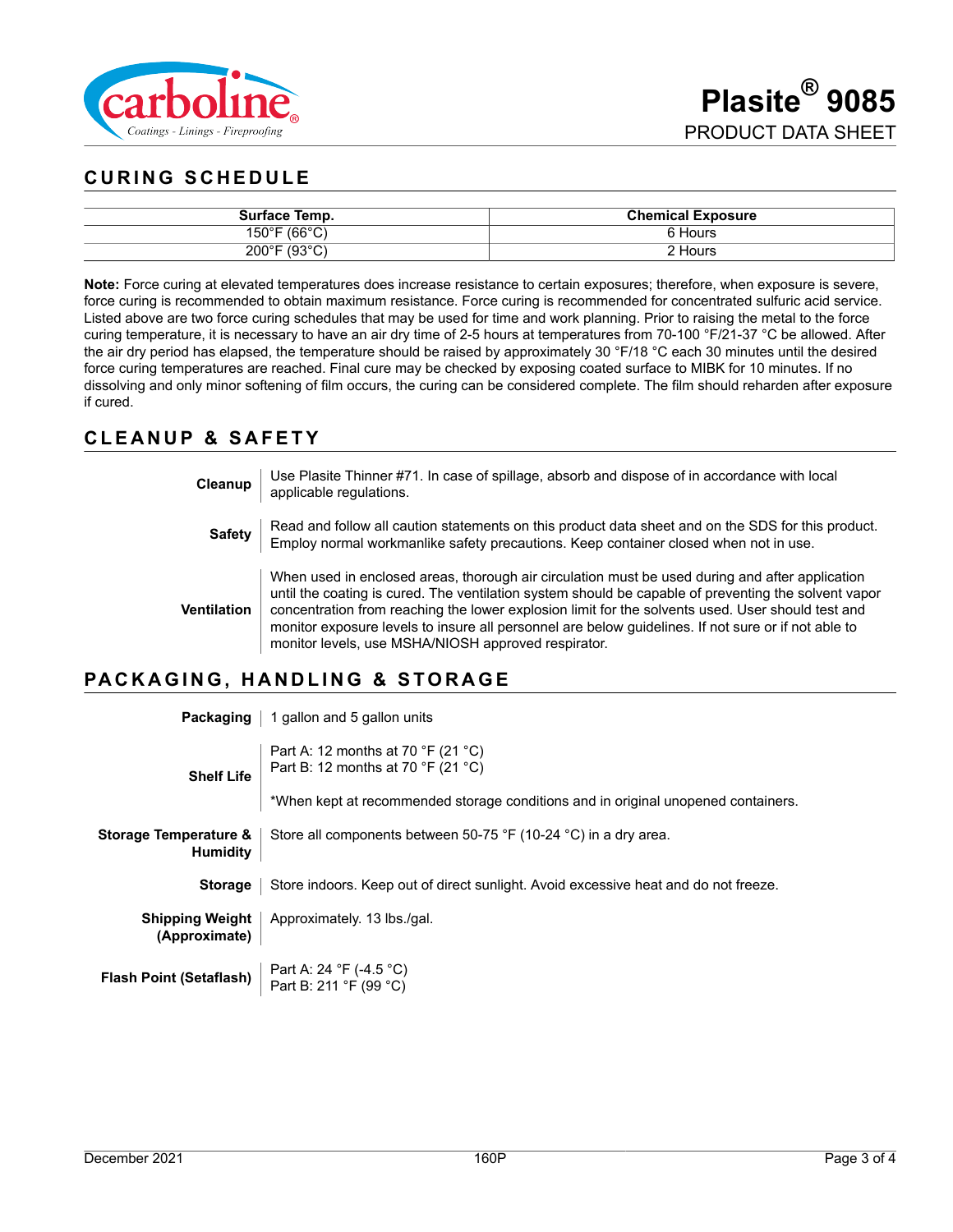# Plasite® 9085

PRODUCT DATA SHEET

## CURING SCHEDULE

| Surface Temp. | Chemical Exposure |
| --- | --- |
| 150°F (66°C) | 6 Hours |
| 200°F (93°C) | 2 Hours |

**Note:** Force curing at elevated temperatures does increase resistance to certain exposures; therefore, when exposure is severe, force curing is recommended to obtain maximum resistance. Force curing is recommended for concentrated sulfuric acid service. Listed above are two force curing schedules that may be used for time and work planning. Prior to raising the metal to the force curing temperature, it is necessary to have an air dry time of 2-5 hours at temperatures from 70-100 °F/21-37 °C be allowed. After the air dry period has elapsed, the temperature should be raised by approximately 30 °F/18 °C each 30 minutes until the desired force curing temperatures are reached. Final cure may be checked by exposing coated surface to MIBK for 10 minutes. If no dissolving and only minor softening of film occurs, the curing can be considered complete. The film should reharden after exposure if cured.

## CLEANUP & SAFETY

**Cleanup** — Use Plasite Thinner #71. In case of spillage, absorb and dispose of in accordance with local applicable regulations.

**Safety** — Read and follow all caution statements on this product data sheet and on the SDS for this product. Employ normal workmanlike safety precautions. Keep container closed when not in use.

**Ventilation** — When used in enclosed areas, thorough air circulation must be used during and after application until the coating is cured. The ventilation system should be capable of preventing the solvent vapor concentration from reaching the lower explosion limit for the solvents used. User should test and monitor exposure levels to insure all personnel are below guidelines. If not sure or if not able to monitor levels, use MSHA/NIOSH approved respirator.

## PACKAGING, HANDLING & STORAGE

**Packaging** — 1 gallon and 5 gallon units

**Shelf Life** — Part A: 12 months at 70 °F (21 °C)
Part B: 12 months at 70 °F (21 °C)

*When kept at recommended storage conditions and in original unopened containers.

**Storage Temperature & Humidity** — Store all components between 50-75 °F (10-24 °C) in a dry area.

**Storage** — Store indoors. Keep out of direct sunlight. Avoid excessive heat and do not freeze.

**Shipping Weight (Approximate)** — Approximately. 13 lbs./gal.

**Flash Point (Setaflash)** — Part A: 24 °F (-4.5 °C)
Part B: 211 °F (99 °C)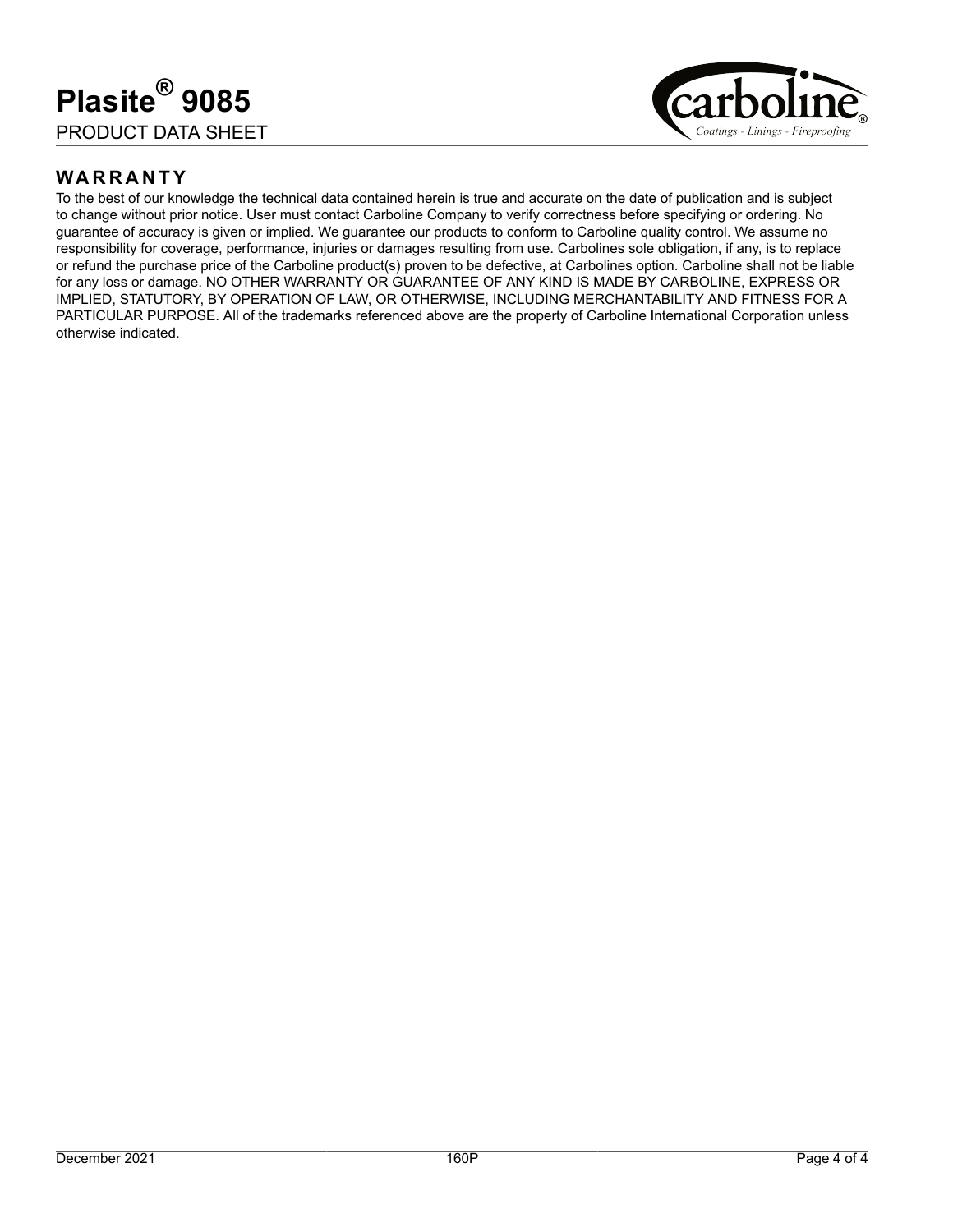## WARRANTY

To the best of our knowledge the technical data contained herein is true and accurate on the date of publication and is subject to change without prior notice. User must contact Carboline Company to verify correctness before specifying or ordering. No guarantee of accuracy is given or implied. We guarantee our products to conform to Carboline quality control. We assume no responsibility for coverage, performance, injuries or damages resulting from use. Carbolines sole obligation, if any, is to replace or refund the purchase price of the Carboline product(s) proven to be defective, at Carbolines option. Carboline shall not be liable for any loss or damage. NO OTHER WARRANTY OR GUARANTEE OF ANY KIND IS MADE BY CARBOLINE, EXPRESS OR IMPLIED, STATUTORY, BY OPERATION OF LAW, OR OTHERWISE, INCLUDING MERCHANTABILITY AND FITNESS FOR A PARTICULAR PURPOSE. All of the trademarks referenced above are the property of Carboline International Corporation unless otherwise indicated.